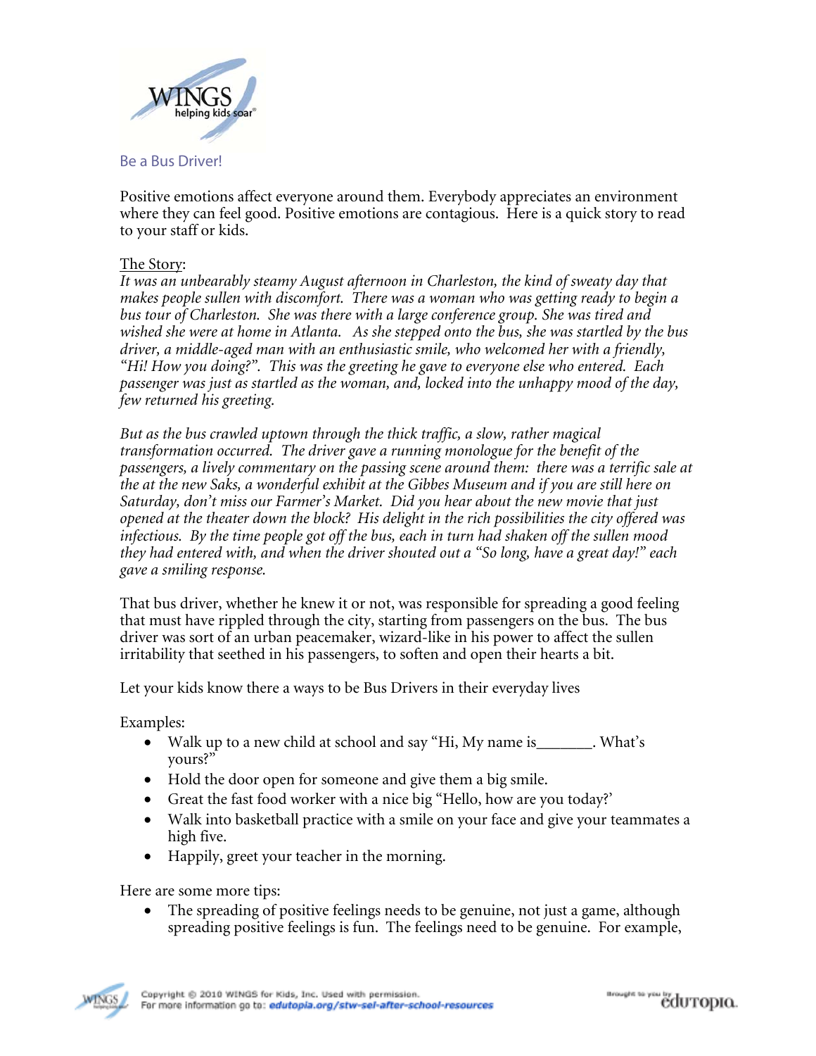## Be a Bus Driver!

Positive emotions affect everyone around them. Everybody appreciates an environment where they can feel good. Positive emotions are contagious. Here is a quick story to read to your staff or kids.

The Story:

*It was an unbearably steamy August afternoon in Charleston, the kind of sweaty day that makes people sullen with discomfort. There was a woman who was getting ready to begin a bus tour of Charleston. She was there with a large conference group. She was tired and wished she were at home in Atlanta. As she stepped onto the bus, she was startled by the bus driver, a middle-aged man with an enthusiastic smile, who welcomed her with a friendly, "Hi! How you doing?". This was the greeting he gave to everyone else who entered. Each passenger was just as startled as the woman, and, locked into the unhappy mood of the day, few returned his greeting.*

*But as the bus crawled uptown through the thick traffic, a slow, rather magical transformation occurred. The driver gave a running monologue for the benefit of the passengers, a lively commentary on the passing scene around them: there was a terrific sale at the at the new Saks, a wonderful exhibit at the Gibbes Museum and if you are still here on Saturday, don't miss our Farmer's Market. Did you hear about the new movie that just opened at the theater down the block? His delight in the rich possibilities the city offered was infectious. By the time people got off the bus, each in turn had shaken off the sullen mood they had entered with, and when the driver shouted out a "So long, have a great day!" each gave a smiling response.*

That bus driver, whether he knew it or not, was responsible for spreading a good feeling that must have rippled through the city, starting from passengers on the bus. The bus driver was sort of an urban peacemaker, wizard-like in his power to affect the sullen irritability that seethed in his passengers, to soften and open their hearts a bit.

Let your kids know there a ways to be Bus Drivers in their everyday lives

Examples:

- Walk up to a new child at school and say "Hi, My name is_______. What's yours?"
- Hold the door open for someone and give them a big smile.
- Great the fast food worker with a nice big "Hello, how are you today?'
- Walk into basketball practice with a smile on your face and give your teammates a high five.
- Happily, greet your teacher in the morning.

Here are some more tips:

- The spreading of positive feelings needs to be genuine, not just a game, although spreading positive feelings is fun. The feelings need to be genuine. For example,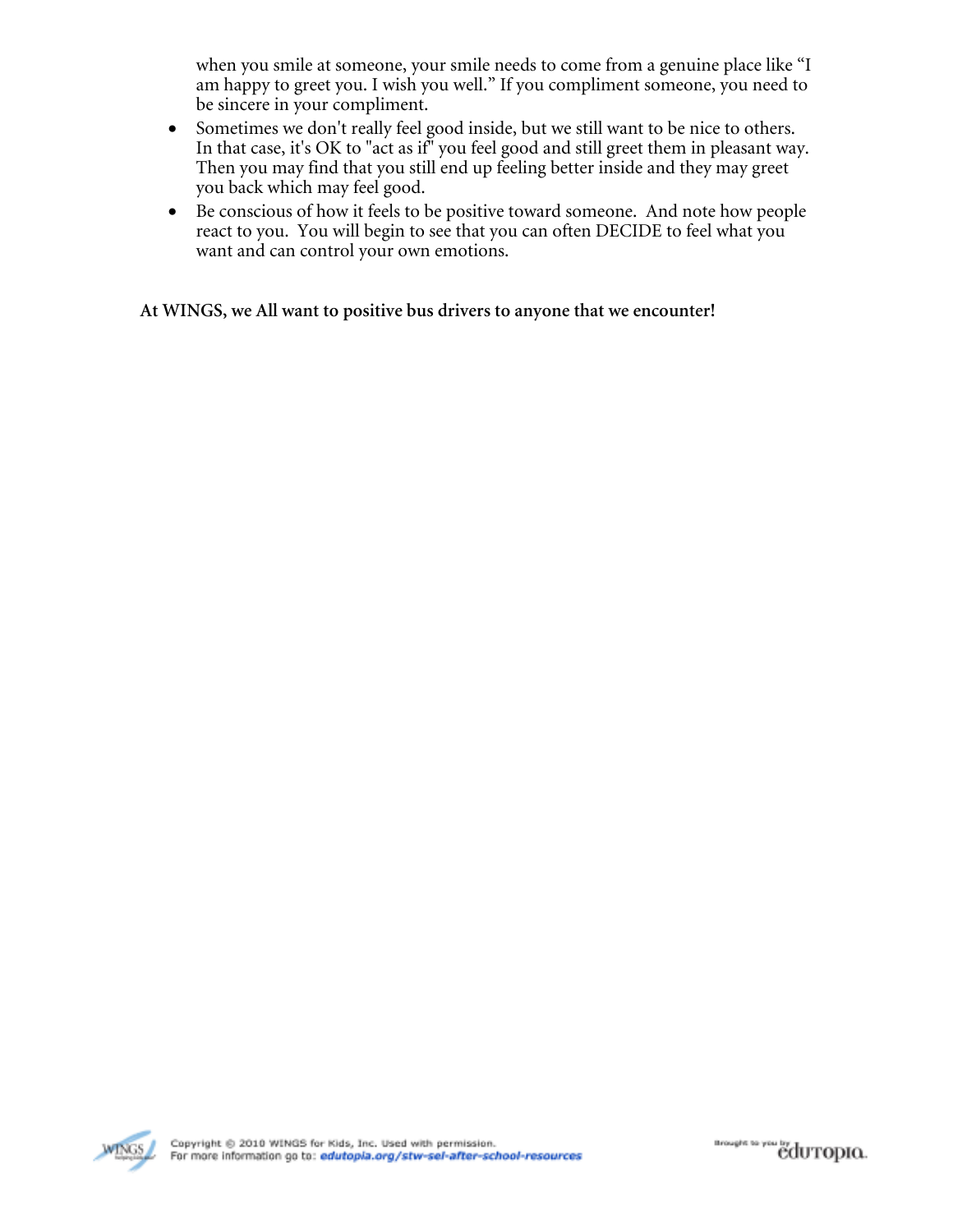when you smile at someone, your smile needs to come from a genuine place like "I am happy to greet you. I wish you well." If you compliment someone, you need to be sincere in your compliment.

- Sometimes we don't really feel good inside, but we still want to be nice to others. In that case, it's OK to "act as if" you feel good and still greet them in pleasant way. Then you may find that you still end up feeling better inside and they may greet you back which may feel good.
- Be conscious of how it feels to be positive toward someone. And note how people react to you. You will begin to see that you can often DECIDE to feel what you want and can control your own emotions.

**At WINGS, we All want to positive bus drivers to anyone that we encounter!**